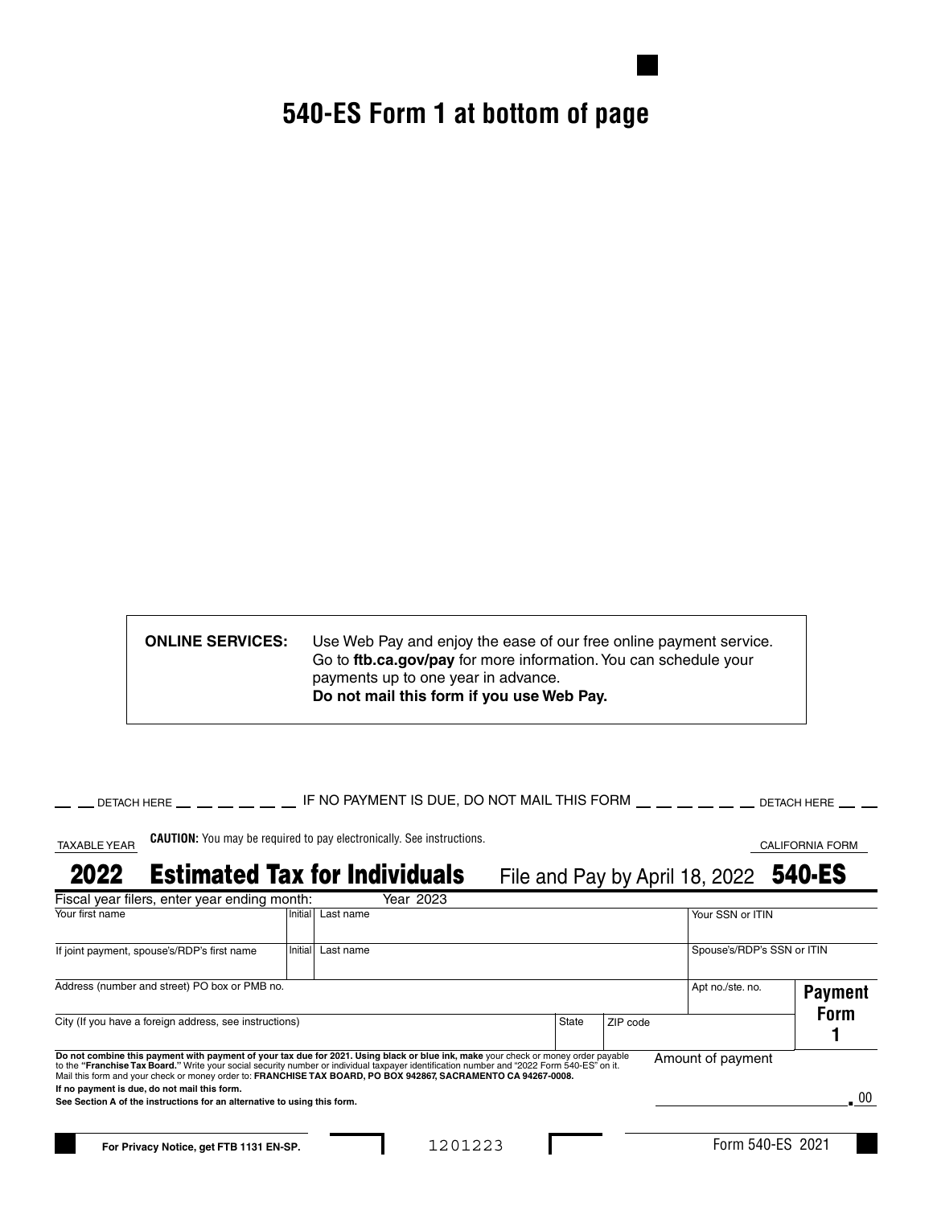# 540-ES Form 1 at bottom of page

**ONLINE SERVICES:** Use Web Pay and enjoy the ease of our free online payment service. Go to **ftb.ca.gov/pay** for more information. You can schedule your payments up to one year in advance.
**Do not mail this form if you use Web Pay.**

DETACH HERE — IF NO PAYMENT IS DUE, DO NOT MAIL THIS FORM — DETACH HERE

TAXABLE YEAR **CAUTION:** You may be required to pay electronically. See instructions. CALIFORNIA FORM

## 2022 Estimated Tax for Individuals File and Pay by April 18, 2022 540-ES

Fiscal year filers, enter year ending month: Year 2023

| | | | |
|---|---|---|---|
| Your first name | Initial | Last name | Your SSN or ITIN |
| If joint payment, spouse's/RDP's first name | Initial | Last name | Spouse's/RDP's SSN or ITIN |
| Address (number and street) PO box or PMB no. | | | Apt no./ste. no. |
| City (If you have a foreign address, see instructions) | State | ZIP code | |

**Payment Form 1**

**Do not combine this payment with payment of your tax due for 2021. Using black or blue ink, make** your check or money order payable to the **"Franchise Tax Board."** Write your social security number or individual taxpayer identification number and "2022 Form 540-ES" on it. Mail this form and your check or money order to: **FRANCHISE TAX BOARD, PO BOX 942867, SACRAMENTO CA 94267-0008.**

**If no payment is due, do not mail this form.**

**See Section A of the instructions for an alternative to using this form.**

Amount of payment
_______________ . 00

**For Privacy Notice, get FTB 1131 EN-SP.** 1201223 Form 540-ES 2021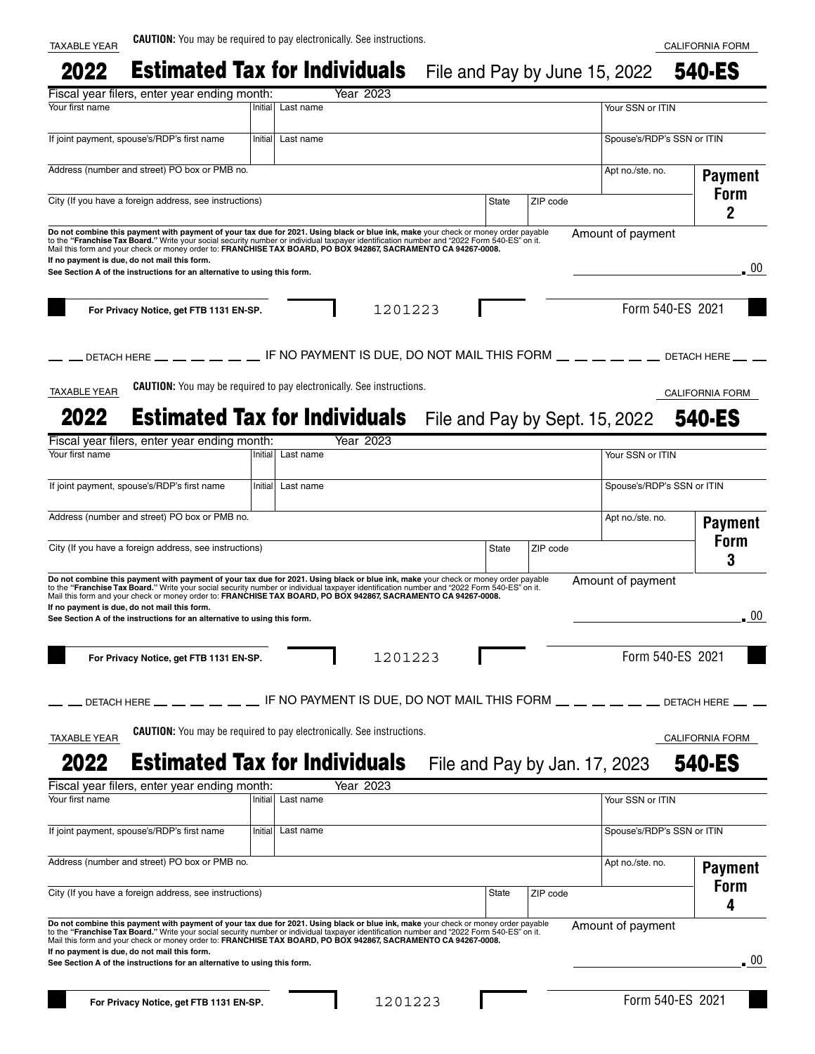TAXABLE YEAR **CAUTION:** You may be required to pay electronically. See instructions. CALIFORNIA FORM

# 2022 Estimated Tax for Individuals File and Pay by June 15, 2022 540-ES

Fiscal year filers, enter year ending month: Year 2023

| Your first name | Initial | Last name | Your SSN or ITIN |
|---|---|---|---|
| If joint payment, spouse's/RDP's first name | Initial | Last name | Spouse's/RDP's SSN or ITIN |

| Address (number and street) PO box or PMB no. | | | Apt no./ste. no. |
|---|---|---|---|
| City (If you have a foreign address, see instructions) | State | ZIP code | |

**Payment Form 2**

**Do not combine this payment with payment of your tax due for 2021. Using black or blue ink, make** your check or money order payable to the **"Franchise Tax Board."** Write your social security number or individual taxpayer identification number and "2022 Form 540-ES" on it. Mail this form and your check or money order to: **FRANCHISE TAX BOARD, PO BOX 942867, SACRAMENTO CA 94267-0008.**
**If no payment is due, do not mail this form.**
**See Section A of the instructions for an alternative to using this form.**

Amount of payment ________________ .00

**For Privacy Notice, get FTB 1131 EN-SP.** 1201223 Form 540-ES 2021

DETACH HERE — IF NO PAYMENT IS DUE, DO NOT MAIL THIS FORM — DETACH HERE

TAXABLE YEAR **CAUTION:** You may be required to pay electronically. See instructions. CALIFORNIA FORM

# 2022 Estimated Tax for Individuals File and Pay by Sept. 15, 2022 540-ES

Fiscal year filers, enter year ending month: Year 2023

| Your first name | Initial | Last name | Your SSN or ITIN |
|---|---|---|---|
| If joint payment, spouse's/RDP's first name | Initial | Last name | Spouse's/RDP's SSN or ITIN |

| Address (number and street) PO box or PMB no. | | | Apt no./ste. no. |
|---|---|---|---|
| City (If you have a foreign address, see instructions) | State | ZIP code | |

**Payment Form 3**

**Do not combine this payment with payment of your tax due for 2021. Using black or blue ink, make** your check or money order payable to the **"Franchise Tax Board."** Write your social security number or individual taxpayer identification number and "2022 Form 540-ES" on it. Mail this form and your check or money order to: **FRANCHISE TAX BOARD, PO BOX 942867, SACRAMENTO CA 94267-0008.**
**If no payment is due, do not mail this form.**
**See Section A of the instructions for an alternative to using this form.**

Amount of payment ________________ .00

**For Privacy Notice, get FTB 1131 EN-SP.** 1201223 Form 540-ES 2021

DETACH HERE — IF NO PAYMENT IS DUE, DO NOT MAIL THIS FORM — DETACH HERE

TAXABLE YEAR **CAUTION:** You may be required to pay electronically. See instructions. CALIFORNIA FORM

# 2022 Estimated Tax for Individuals File and Pay by Jan. 17, 2023 540-ES

Fiscal year filers, enter year ending month: Year 2023

| Your first name | Initial | Last name | Your SSN or ITIN |
|---|---|---|---|
| If joint payment, spouse's/RDP's first name | Initial | Last name | Spouse's/RDP's SSN or ITIN |

| Address (number and street) PO box or PMB no. | | | Apt no./ste. no. |
|---|---|---|---|
| City (If you have a foreign address, see instructions) | State | ZIP code | |

**Payment Form 4**

**Do not combine this payment with payment of your tax due for 2021. Using black or blue ink, make** your check or money order payable to the **"Franchise Tax Board."** Write your social security number or individual taxpayer identification number and "2022 Form 540-ES" on it. Mail this form and your check or money order to: **FRANCHISE TAX BOARD, PO BOX 942867, SACRAMENTO CA 94267-0008.**
**If no payment is due, do not mail this form.**
**See Section A of the instructions for an alternative to using this form.**

Amount of payment ________________ .00

**For Privacy Notice, get FTB 1131 EN-SP.** 1201223 Form 540-ES 2021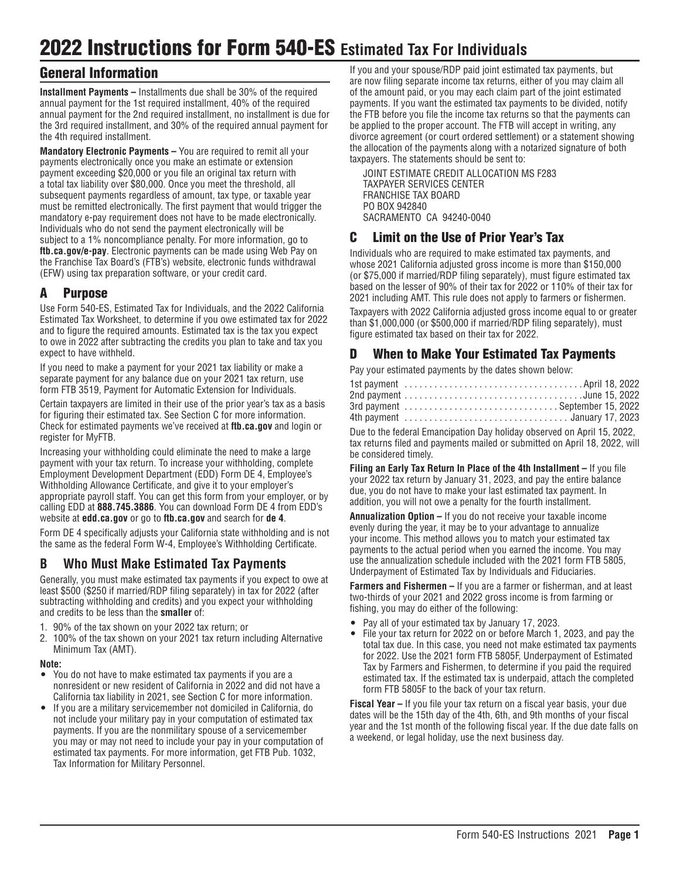# 2022 Instructions for Form 540-ES Estimated Tax For Individuals

## General Information

**Installment Payments –** Installments due shall be 30% of the required annual payment for the 1st required installment, 40% of the required annual payment for the 2nd required installment, no installment is due for the 3rd required installment, and 30% of the required annual payment for the 4th required installment.

**Mandatory Electronic Payments –** You are required to remit all your payments electronically once you make an estimate or extension payment exceeding $20,000 or you file an original tax return with a total tax liability over $80,000. Once you meet the threshold, all subsequent payments regardless of amount, tax type, or taxable year must be remitted electronically. The first payment that would trigger the mandatory e-pay requirement does not have to be made electronically. Individuals who do not send the payment electronically will be subject to a 1% noncompliance penalty. For more information, go to **ftb.ca.gov/e-pay**. Electronic payments can be made using Web Pay on the Franchise Tax Board's (FTB's) website, electronic funds withdrawal (EFW) using tax preparation software, or your credit card.

## A Purpose

Use Form 540-ES, Estimated Tax for Individuals, and the 2022 California Estimated Tax Worksheet, to determine if you owe estimated tax for 2022 and to figure the required amounts. Estimated tax is the tax you expect to owe in 2022 after subtracting the credits you plan to take and tax you expect to have withheld.

If you need to make a payment for your 2021 tax liability or make a separate payment for any balance due on your 2021 tax return, use form FTB 3519, Payment for Automatic Extension for Individuals.

Certain taxpayers are limited in their use of the prior year's tax as a basis for figuring their estimated tax. See Section C for more information. Check for estimated payments we've received at **ftb.ca.gov** and login or register for MyFTB.

Increasing your withholding could eliminate the need to make a large payment with your tax return. To increase your withholding, complete Employment Development Department (EDD) Form DE 4, Employee's Withholding Allowance Certificate, and give it to your employer's appropriate payroll staff. You can get this form from your employer, or by calling EDD at **888.745.3886**. You can download Form DE 4 from EDD's website at **edd.ca.gov** or go to **ftb.ca.gov** and search for **de 4**.

Form DE 4 specifically adjusts your California state withholding and is not the same as the federal Form W-4, Employee's Withholding Certificate.

## B Who Must Make Estimated Tax Payments

Generally, you must make estimated tax payments if you expect to owe at least $500 ($250 if married/RDP filing separately) in tax for 2022 (after subtracting withholding and credits) and you expect your withholding and credits to be less than the **smaller** of:

1. 90% of the tax shown on your 2022 tax return; or
2. 100% of the tax shown on your 2021 tax return including Alternative Minimum Tax (AMT).

**Note:**

- You do not have to make estimated tax payments if you are a nonresident or new resident of California in 2022 and did not have a California tax liability in 2021, see Section C for more information.
- If you are a military servicemember not domiciled in California, do not include your military pay in your computation of estimated tax payments. If you are the nonmilitary spouse of a servicemember you may or may not need to include your pay in your computation of estimated tax payments. For more information, get FTB Pub. 1032, Tax Information for Military Personnel.

If you and your spouse/RDP paid joint estimated tax payments, but are now filing separate income tax returns, either of you may claim all of the amount paid, or you may each claim part of the joint estimated payments. If you want the estimated tax payments to be divided, notify the FTB before you file the income tax returns so that the payments can be applied to the proper account. The FTB will accept in writing, any divorce agreement (or court ordered settlement) or a statement showing the allocation of the payments along with a notarized signature of both taxpayers. The statements should be sent to:

JOINT ESTIMATE CREDIT ALLOCATION MS F283
TAXPAYER SERVICES CENTER
FRANCHISE TAX BOARD
PO BOX 942840
SACRAMENTO CA 94240-0040

## C Limit on the Use of Prior Year's Tax

Individuals who are required to make estimated tax payments, and whose 2021 California adjusted gross income is more than $150,000 (or $75,000 if married/RDP filing separately), must figure estimated tax based on the lesser of 90% of their tax for 2022 or 110% of their tax for 2021 including AMT. This rule does not apply to farmers or fishermen.

Taxpayers with 2022 California adjusted gross income equal to or greater than $1,000,000 (or $500,000 if married/RDP filing separately), must figure estimated tax based on their tax for 2022.

## D When to Make Your Estimated Tax Payments

Pay your estimated payments by the dates shown below:

| | |
|---|---|
| 1st payment | April 18, 2022 |
| 2nd payment | June 15, 2022 |
| 3rd payment | September 15, 2022 |
| 4th payment | January 17, 2023 |

Due to the federal Emancipation Day holiday observed on April 15, 2022, tax returns filed and payments mailed or submitted on April 18, 2022, will be considered timely.

**Filing an Early Tax Return In Place of the 4th Installment –** If you file your 2022 tax return by January 31, 2023, and pay the entire balance due, you do not have to make your last estimated tax payment. In addition, you will not owe a penalty for the fourth installment.

**Annualization Option –** If you do not receive your taxable income evenly during the year, it may be to your advantage to annualize your income. This method allows you to match your estimated tax payments to the actual period when you earned the income. You may use the annualization schedule included with the 2021 form FTB 5805, Underpayment of Estimated Tax by Individuals and Fiduciaries.

**Farmers and Fishermen –** If you are a farmer or fisherman, and at least two-thirds of your 2021 and 2022 gross income is from farming or fishing, you may do either of the following:

- Pay all of your estimated tax by January 17, 2023.
- File your tax return for 2022 on or before March 1, 2023, and pay the total tax due. In this case, you need not make estimated tax payments for 2022. Use the 2021 form FTB 5805F, Underpayment of Estimated Tax by Farmers and Fishermen, to determine if you paid the required estimated tax. If the estimated tax is underpaid, attach the completed form FTB 5805F to the back of your tax return.

**Fiscal Year –** If you file your tax return on a fiscal year basis, your due dates will be the 15th day of the 4th, 6th, and 9th months of your fiscal year and the 1st month of the following fiscal year. If the due date falls on a weekend, or legal holiday, use the next business day.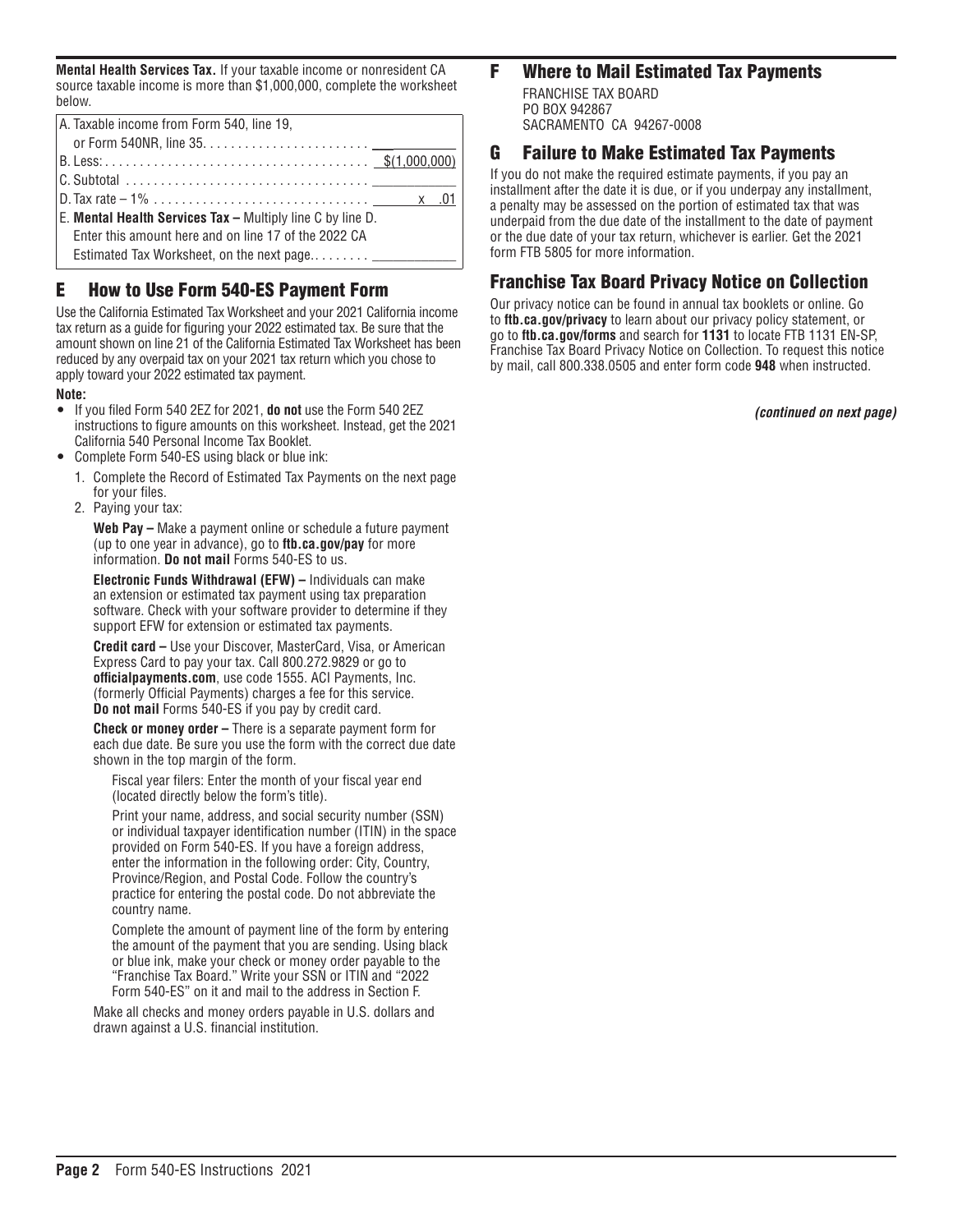**Mental Health Services Tax.** If your taxable income or nonresident CA source taxable income is more than $1,000,000, complete the worksheet below.

| | |
|---|---|
| A. Taxable income from Form 540, line 19, or Form 540NR, line 35. . . . . . . . . . . . . . . . . . . . . . . . | ___________ |
| B. Less: . . . . . . . . . . . . . . . . . . . . . . . . . . . . . . . . . . . . . . | $(1,000,000) |
| C. Subtotal . . . . . . . . . . . . . . . . . . . . . . . . . . . . . . . . . . . . | ___________ |
| D. Tax rate – 1% . . . . . . . . . . . . . . . . . . . . . . . . . . . . . . . | x .01 |
| E. **Mental Health Services Tax –** Multiply line C by line D. Enter this amount here and on line 17 of the 2022 CA Estimated Tax Worksheet, on the next page. . . . . . . . . | ___________ |

## E How to Use Form 540-ES Payment Form

Use the California Estimated Tax Worksheet and your 2021 California income tax return as a guide for figuring your 2022 estimated tax. Be sure that the amount shown on line 21 of the California Estimated Tax Worksheet has been reduced by any overpaid tax on your 2021 tax return which you chose to apply toward your 2022 estimated tax payment.

**Note:**

- If you filed Form 540 2EZ for 2021, **do not** use the Form 540 2EZ instructions to figure amounts on this worksheet. Instead, get the 2021 California 540 Personal Income Tax Booklet.
- Complete Form 540-ES using black or blue ink:
  1. Complete the Record of Estimated Tax Payments on the next page for your files.
  2. Paying your tax:

     **Web Pay –** Make a payment online or schedule a future payment (up to one year in advance), go to **ftb.ca.gov/pay** for more information. **Do not mail** Forms 540-ES to us.

     **Electronic Funds Withdrawal (EFW) –** Individuals can make an extension or estimated tax payment using tax preparation software. Check with your software provider to determine if they support EFW for extension or estimated tax payments.

     **Credit card –** Use your Discover, MasterCard, Visa, or American Express Card to pay your tax. Call 800.272.9829 or go to **officialpayments.com**, use code 1555. ACI Payments, Inc. (formerly Official Payments) charges a fee for this service. **Do not mail** Forms 540-ES if you pay by credit card.

     **Check or money order –** There is a separate payment form for each due date. Be sure you use the form with the correct due date shown in the top margin of the form.

     Fiscal year filers: Enter the month of your fiscal year end (located directly below the form's title).

     Print your name, address, and social security number (SSN) or individual taxpayer identification number (ITIN) in the space provided on Form 540-ES. If you have a foreign address, enter the information in the following order: City, Country, Province/Region, and Postal Code. Follow the country's practice for entering the postal code. Do not abbreviate the country name.

     Complete the amount of payment line of the form by entering the amount of the payment that you are sending. Using black or blue ink, make your check or money order payable to the "Franchise Tax Board." Write your SSN or ITIN and "2022 Form 540-ES" on it and mail to the address in Section F.

  Make all checks and money orders payable in U.S. dollars and drawn against a U.S. financial institution.

## F Where to Mail Estimated Tax Payments

FRANCHISE TAX BOARD
PO BOX 942867
SACRAMENTO CA 94267-0008

## G Failure to Make Estimated Tax Payments

If you do not make the required estimate payments, if you pay an installment after the date it is due, or if you underpay any installment, a penalty may be assessed on the portion of estimated tax that was underpaid from the due date of the installment to the date of payment or the due date of your tax return, whichever is earlier. Get the 2021 form FTB 5805 for more information.

## Franchise Tax Board Privacy Notice on Collection

Our privacy notice can be found in annual tax booklets or online. Go to **ftb.ca.gov/privacy** to learn about our privacy policy statement, or go to **ftb.ca.gov/forms** and search for **1131** to locate FTB 1131 EN-SP, Franchise Tax Board Privacy Notice on Collection. To request this notice by mail, call 800.338.0505 and enter form code **948** when instructed.

***(continued on next page)***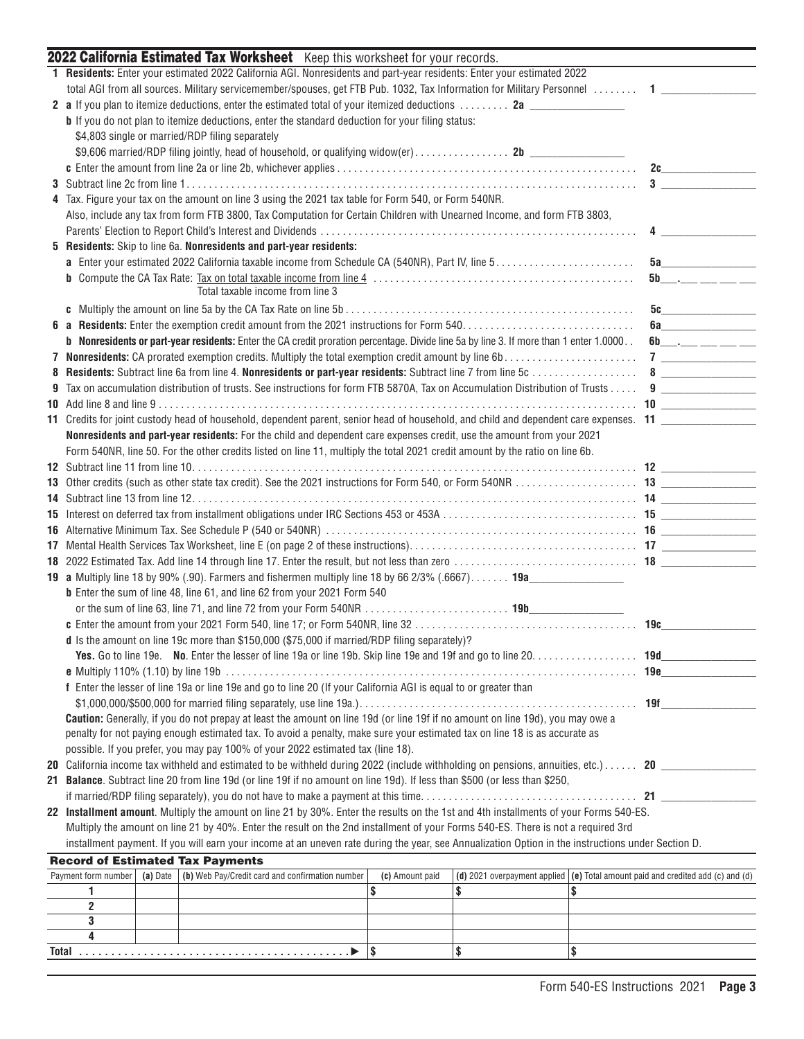## 2022 California Estimated Tax Worksheet

Keep this worksheet for your records.

**1** **Residents:** Enter your estimated 2022 California AGI. **Nonresidents and part-year residents:** Enter your estimated 2022 total AGI from all sources. Military servicemember/spouses, get FTB Pub. 1032, Tax Information for Military Personnel . . . . . . . . **1** ________

**2** **a** If you plan to itemize deductions, enter the estimated total of your itemized deductions . . . . . . . . . **2a** ________

**b** If you do not plan to itemize deductions, enter the standard deduction for your filing status:
$4,803 single or married/RDP filing separately
$9,606 married/RDP filing jointly, head of household, or qualifying widow(er) . . . . . . . . . . . . . . . . . **2b** ________

**c** Enter the amount from line 2a or line 2b, whichever applies . . . . . . . . . . **2c** ________

**3** Subtract line 2c from line 1 . . . . . . . . . . **3** ________

**4** Tax. Figure your tax on the amount on line 3 using the 2021 tax table for Form 540, or Form 540NR. Also, include any tax from form FTB 3800, Tax Computation for Certain Children with Unearned Income, and form FTB 3803, Parents' Election to Report Child's Interest and Dividends . . . . . . . . . . **4** ________

**5** **Residents:** Skip to line 6a. **Nonresidents and part-year residents:**

**a** Enter your estimated 2022 California taxable income from Schedule CA (540NR), Part IV, line 5 . . . . . . . . . . **5a** ________

**b** Compute the CA Tax Rate: Tax on total taxable income from line 4 / Total taxable income from line 3 . . . . . . . . . . **5b** ___.___ ___ ___ ___

**c** Multiply the amount on line 5a by the CA Tax Rate on line 5b . . . . . . . . . . **5c** ________

**6** **a** **Residents:** Enter the exemption credit amount from the 2021 instructions for Form 540 . . . . . . . . . . **6a** ________

**b** **Nonresidents or part-year residents:** Enter the CA credit proration percentage. Divide line 5a by line 3. If more than 1 enter 1.0000 . . **6b** ___.___ ___ ___ ___

**7** **Nonresidents:** CA prorated exemption credits. Multiply the total exemption credit amount by line 6b . . . . . . . . . . **7** ________

**8** **Residents:** Subtract line 6a from line 4. **Nonresidents or part-year residents:** Subtract line 7 from line 5c . . . . . . . . . . **8** ________

**9** Tax on accumulation distribution of trusts. See instructions for form FTB 5870A, Tax on Accumulation Distribution of Trusts . . . . . **9** ________

**10** Add line 8 and line 9 . . . . . . . . . . **10** ________

**11** Credits for joint custody head of household, dependent parent, senior head of household, and child and dependent care expenses. **11** ________
**Nonresidents and part-year residents:** For the child and dependent care expenses credit, use the amount from your 2021 Form 540NR, line 50. For the other credits listed on line 11, multiply the total 2021 credit amount by the ratio on line 6b.

**12** Subtract line 11 from line 10 . . . . . . . . . . **12** ________

**13** Other credits (such as other state tax credit). See the 2021 instructions for Form 540, or Form 540NR . . . . . . . . . . **13** ________

**14** Subtract line 13 from line 12 . . . . . . . . . . **14** ________

**15** Interest on deferred tax from installment obligations under IRC Sections 453 or 453A . . . . . . . . . . **15** ________

**16** Alternative Minimum Tax. See Schedule P (540 or 540NR) . . . . . . . . . . **16** ________

**17** Mental Health Services Tax Worksheet, line E (on page 2 of these instructions) . . . . . . . . . . **17** ________

**18** 2022 Estimated Tax. Add line 14 through line 17. Enter the result, but not less than zero . . . . . . . . . . **18** ________

**19** **a** Multiply line 18 by 90% (.90). Farmers and fishermen multiply line 18 by 66 2/3% (.6667) . . . . . . . **19a** ________

**b** Enter the sum of line 48, line 61, and line 62 from your 2021 Form 540 or the sum of line 63, line 71, and line 72 from your Form 540NR . . . . . . . . . . **19b** ________

**c** Enter the amount from your 2021 Form 540, line 17; or Form 540NR, line 32 . . . . . . . . . . **19c** ________

**d** Is the amount on line 19c more than $150,000 ($75,000 if married/RDP filing separately)?
**Yes.** Go to line 19e. **No**. Enter the lesser of line 19a or line 19b. Skip line 19e and 19f and go to line 20 . . . . . . . . . . **19d** ________

**e** Multiply 110% (1.10) by line 19b . . . . . . . . . . **19e** ________

**f** Enter the lesser of line 19a or line 19e and go to line 20 (If your California AGI is equal to or greater than $1,000,000/$500,000 for married filing separately, use line 19a.) . . . . . . . . . . **19f** ________

**Caution:** Generally, if you do not prepay at least the amount on line 19d (or line 19f if no amount on line 19d), you may owe a penalty for not paying enough estimated tax. To avoid a penalty, make sure your estimated tax on line 18 is as accurate as possible. If you prefer, you may pay 100% of your 2022 estimated tax (line 18).

**20** California income tax withheld and estimated to be withheld during 2022 (include withholding on pensions, annuities, etc.) . . . . . . **20** ________

**21** **Balance**. Subtract line 20 from line 19d (or line 19f if no amount on line 19d). If less than $500 (or less than $250, if married/RDP filing separately), you do not have to make a payment at this time . . . . . . . . . . **21** ________

**22** **Installment amount**. Multiply the amount on line 21 by 30%. Enter the results on the 1st and 4th installments of your Forms 540-ES. Multiply the amount on line 21 by 40%. Enter the result on the 2nd installment of your Forms 540-ES. There is not a required 3rd installment payment. If you will earn your income at an uneven rate during the year, see Annualization Option in the instructions under Section D.

### Record of Estimated Tax Payments

| Payment form number | (a) Date | (b) Web Pay/Credit card and confirmation number | (c) Amount paid | (d) 2021 overpayment applied | (e) Total amount paid and credited add (c) and (d) |
|---|---|---|---|---|---|
| 1 | | | $ | $ | $ |
| 2 | | | | | |
| 3 | | | | | |
| 4 | | | | | |
| Total . . . . . . . . . . ▶ | | | $ | $ | $ |